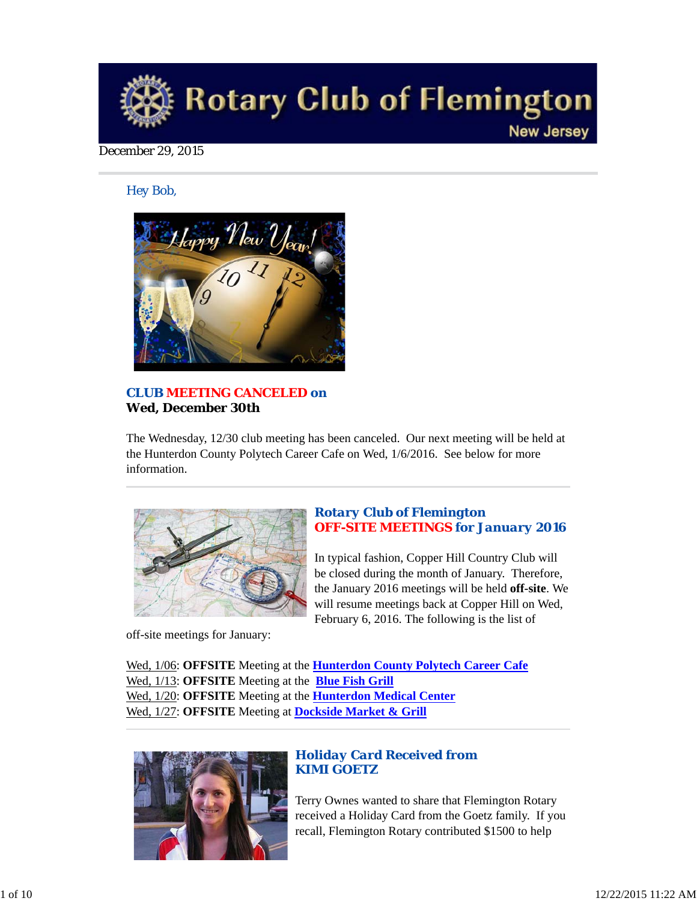# Rotary Club of Flemington

New Jersey

December 29, 2015

Hey Bob,

## CLUB MEETING CANCELED on
**Wed, December 30th**

The Wednesday, 12/30 club meeting has been canceled. Our next meeting will be held at the Hunterdon County Polytech Career Cafe on Wed, 1/6/2016. See below for more information.

## Rotary Club of Flemington
## OFF-SITE MEETINGS for January 2016

In typical fashion, Copper Hill Country Club will be closed during the month of January. Therefore, the January 2016 meetings will be held **off-site**. We will resume meetings back at Copper Hill on Wed, February 6, 2016. The following is the list of off-site meetings for January:

Wed, 1/06: **OFFSITE** Meeting at the **Hunterdon County Polytech Career Cafe**
Wed, 1/13: **OFFSITE** Meeting at the **Blue Fish Grill**
Wed, 1/20: **OFFSITE** Meeting at the **Hunterdon Medical Center**
Wed, 1/27: **OFFSITE** Meeting at **Dockside Market & Grill**

## Holiday Card Received from KIMI GOETZ

Terry Ownes wanted to share that Flemington Rotary received a Holiday Card from the Goetz family. If you recall, Flemington Rotary contributed $1500 to help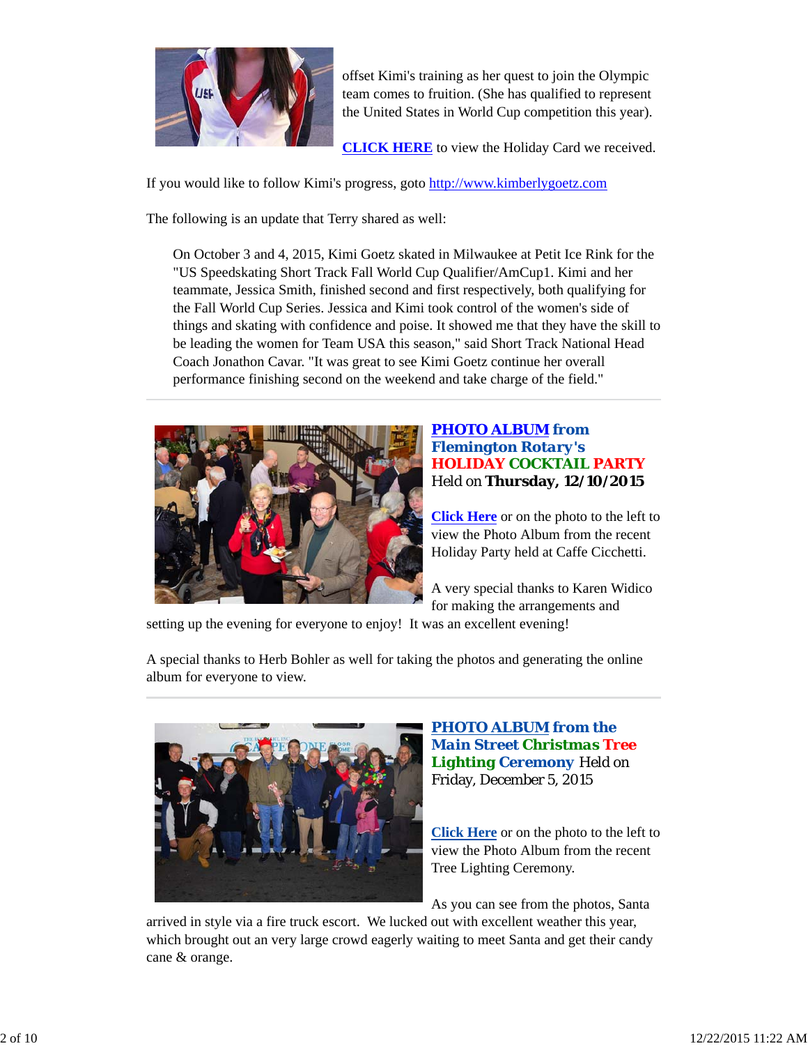offset Kimi's training as her quest to join the Olympic team comes to fruition. (She has qualified to represent the United States in World Cup competition this year).

**CLICK HERE** to view the Holiday Card we received.

If you would like to follow Kimi's progress, goto http://www.kimberlygoetz.com

The following is an update that Terry shared as well:

> On October 3 and 4, 2015, Kimi Goetz skated in Milwaukee at Petit Ice Rink for the "US Speedskating Short Track Fall World Cup Qualifier/AmCup1. Kimi and her teammate, Jessica Smith, finished second and first respectively, both qualifying for the Fall World Cup Series. Jessica and Kimi took control of the women's side of things and skating with confidence and poise. It showed me that they have the skill to be leading the women for Team USA this season," said Short Track National Head Coach Jonathon Cavar. "It was great to see Kimi Goetz continue her overall performance finishing second on the weekend and take charge of the field."

---

## PHOTO ALBUM from Flemington Rotary's HOLIDAY COCKTAIL PARTY

Held on **Thursday, 12/10/2015**

**Click Here** or on the photo to the left to view the Photo Album from the recent Holiday Party held at Caffe Cicchetti.

A very special thanks to Karen Widico for making the arrangements and setting up the evening for everyone to enjoy! It was an excellent evening!

A special thanks to Herb Bohler as well for taking the photos and generating the online album for everyone to view.

---

## PHOTO ALBUM from the Main Street Christmas Tree Lighting Ceremony

Held on Friday, December 5, 2015

**Click Here** or on the photo to the left to view the Photo Album from the recent Tree Lighting Ceremony.

As you can see from the photos, Santa arrived in style via a fire truck escort. We lucked out with excellent weather this year, which brought out an very large crowd eagerly waiting to meet Santa and get their candy cane & orange.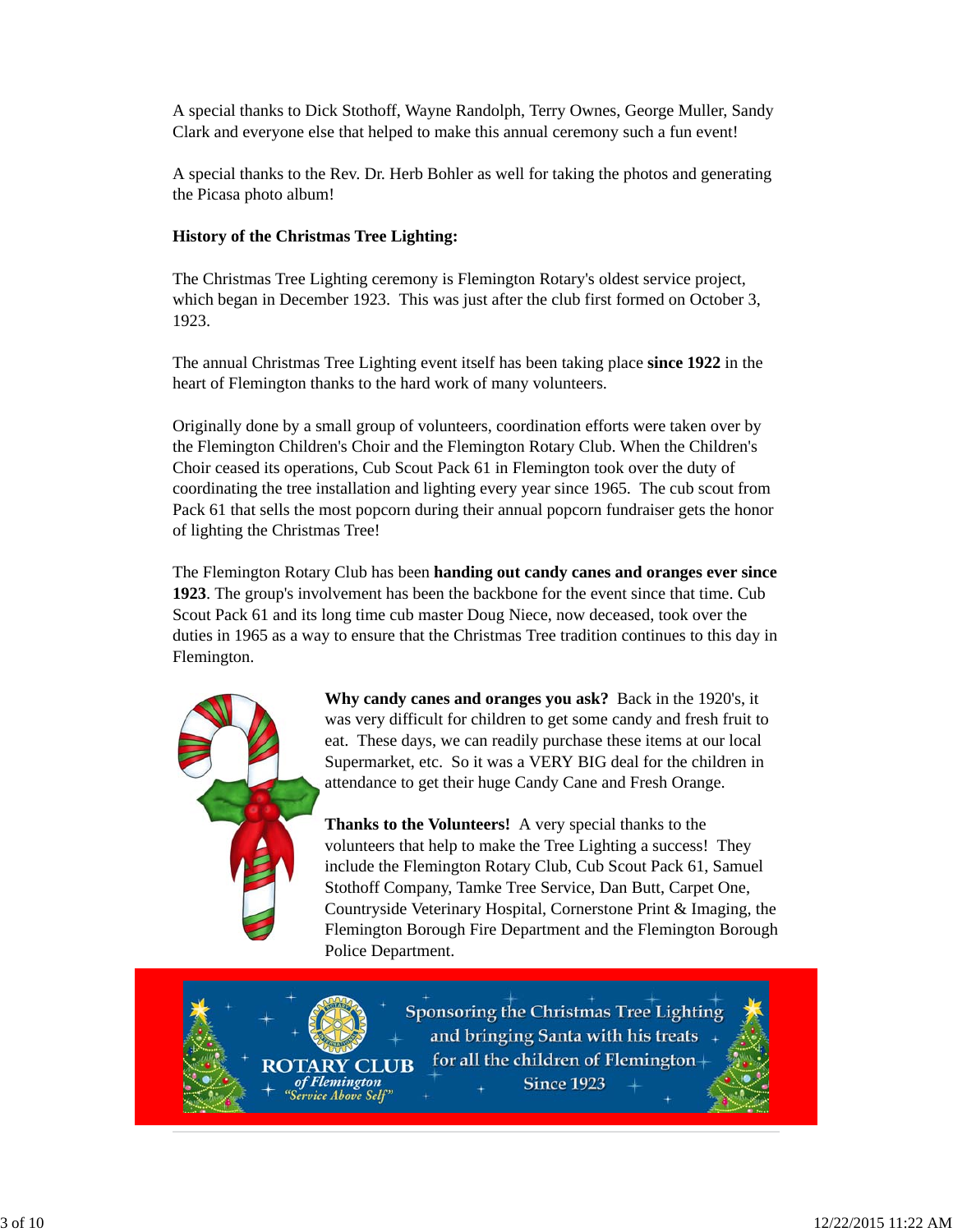A special thanks to Dick Stothoff, Wayne Randolph, Terry Ownes, George Muller, Sandy Clark and everyone else that helped to make this annual ceremony such a fun event!

A special thanks to the Rev. Dr. Herb Bohler as well for taking the photos and generating the Picasa photo album!

**History of the Christmas Tree Lighting:**

The Christmas Tree Lighting ceremony is Flemington Rotary's oldest service project, which began in December 1923. This was just after the club first formed on October 3, 1923.

The annual Christmas Tree Lighting event itself has been taking place **since 1922** in the heart of Flemington thanks to the hard work of many volunteers.

Originally done by a small group of volunteers, coordination efforts were taken over by the Flemington Children's Choir and the Flemington Rotary Club. When the Children's Choir ceased its operations, Cub Scout Pack 61 in Flemington took over the duty of coordinating the tree installation and lighting every year since 1965. The cub scout from Pack 61 that sells the most popcorn during their annual popcorn fundraiser gets the honor of lighting the Christmas Tree!

The Flemington Rotary Club has been **handing out candy canes and oranges ever since 1923**. The group's involvement has been the backbone for the event since that time. Cub Scout Pack 61 and its long time cub master Doug Niece, now deceased, took over the duties in 1965 as a way to ensure that the Christmas Tree tradition continues to this day in Flemington.

**Why candy canes and oranges you ask?** Back in the 1920's, it was very difficult for children to get some candy and fresh fruit to eat. These days, we can readily purchase these items at our local Supermarket, etc. So it was a VERY BIG deal for the children in attendance to get their huge Candy Cane and Fresh Orange.

**Thanks to the Volunteers!** A very special thanks to the volunteers that help to make the Tree Lighting a success! They include the Flemington Rotary Club, Cub Scout Pack 61, Samuel Stothoff Company, Tamke Tree Service, Dan Butt, Carpet One, Countryside Veterinary Hospital, Cornerstone Print & Imaging, the Flemington Borough Fire Department and the Flemington Borough Police Department.

ROTARY CLUB of Flemington "Service Above Self"

Sponsoring the Christmas Tree Lighting and bringing Santa with his treats for all the children of Flemington Since 1923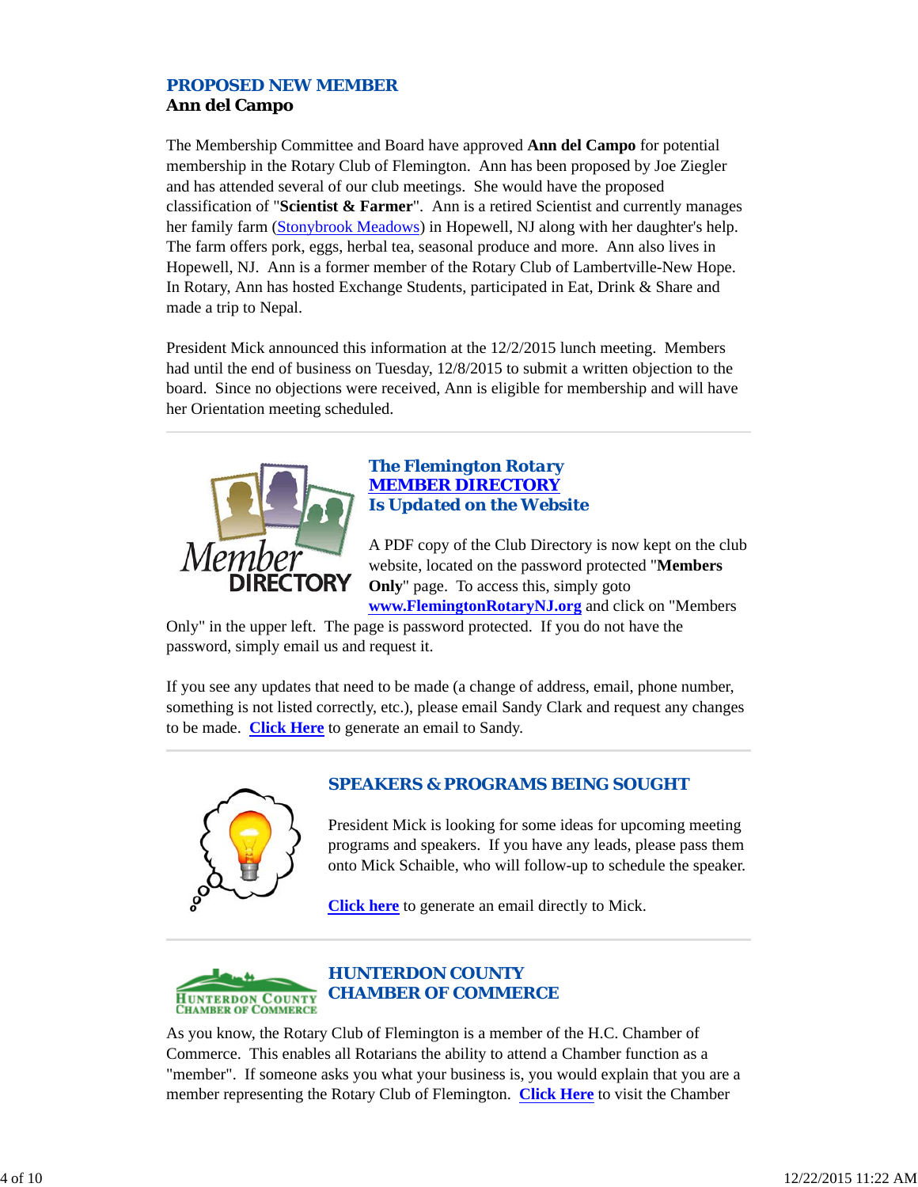## PROPOSED NEW MEMBER

**Ann del Campo**

The Membership Committee and Board have approved **Ann del Campo** for potential membership in the Rotary Club of Flemington. Ann has been proposed by Joe Ziegler and has attended several of our club meetings. She would have the proposed classification of "**Scientist & Farmer**". Ann is a retired Scientist and currently manages her family farm (Stonybrook Meadows) in Hopewell, NJ along with her daughter's help. The farm offers pork, eggs, herbal tea, seasonal produce and more. Ann also lives in Hopewell, NJ. Ann is a former member of the Rotary Club of Lambertville-New Hope. In Rotary, Ann has hosted Exchange Students, participated in Eat, Drink & Share and made a trip to Nepal.

President Mick announced this information at the 12/2/2015 lunch meeting. Members had until the end of business on Tuesday, 12/8/2015 to submit a written objection to the board. Since no objections were received, Ann is eligible for membership and will have her Orientation meeting scheduled.

---

## The Flemington Rotary MEMBER DIRECTORY Is Updated on the Website

A PDF copy of the Club Directory is now kept on the club website, located on the password protected "**Members Only**" page. To access this, simply goto **www.FlemingtonRotaryNJ.org** and click on "Members Only" in the upper left. The page is password protected. If you do not have the password, simply email us and request it.

If you see any updates that need to be made (a change of address, email, phone number, something is not listed correctly, etc.), please email Sandy Clark and request any changes to be made. **Click Here** to generate an email to Sandy.

---

## SPEAKERS & PROGRAMS BEING SOUGHT

President Mick is looking for some ideas for upcoming meeting programs and speakers. If you have any leads, please pass them onto Mick Schaible, who will follow-up to schedule the speaker.

**Click here** to generate an email directly to Mick.

---

## HUNTERDON COUNTY CHAMBER OF COMMERCE

As you know, the Rotary Club of Flemington is a member of the H.C. Chamber of Commerce. This enables all Rotarians the ability to attend a Chamber function as a "member". If someone asks you what your business is, you would explain that you are a member representing the Rotary Club of Flemington. **Click Here** to visit the Chamber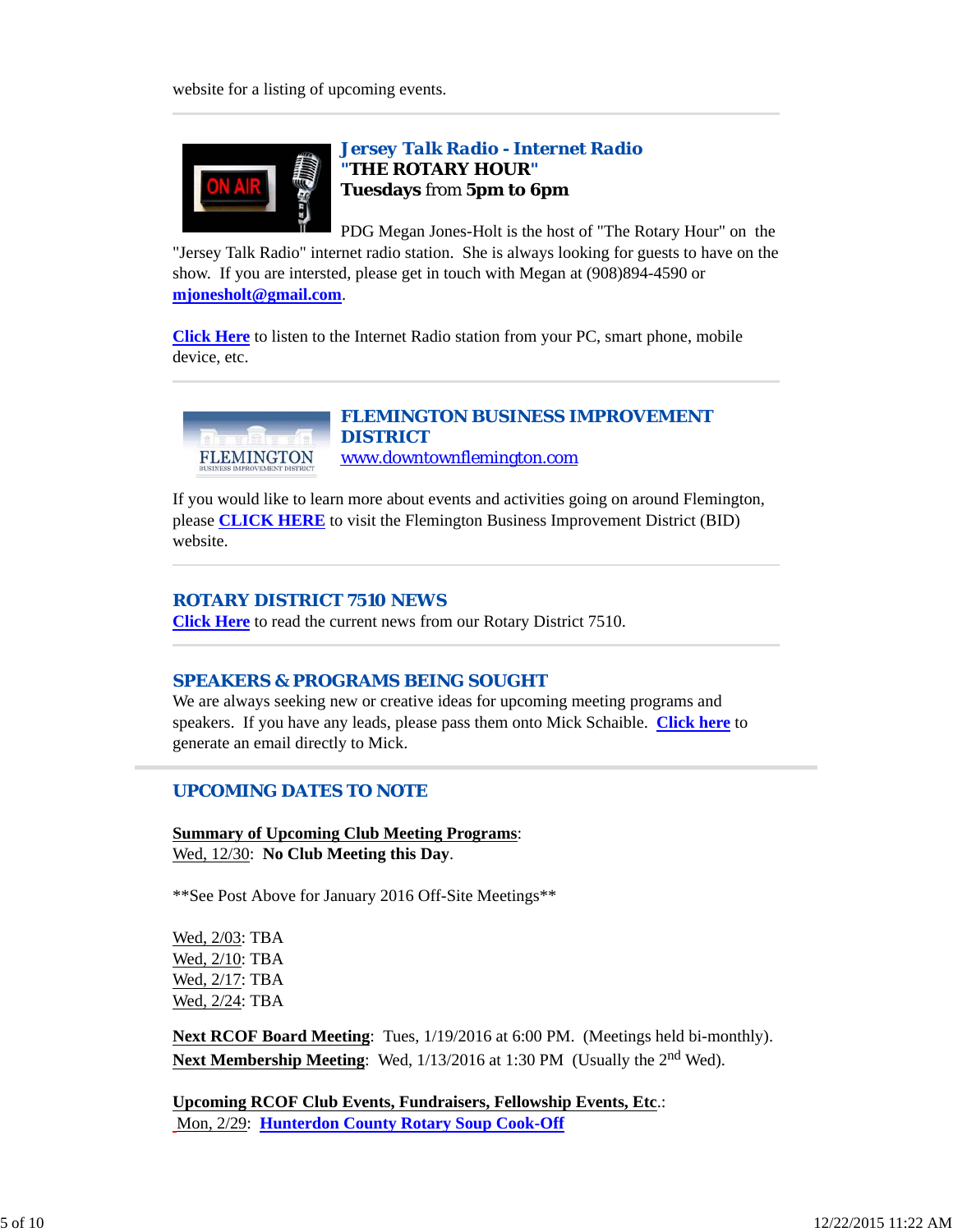website for a listing of upcoming events.

---

### *Jersey Talk Radio - Internet Radio*
### "THE ROTARY HOUR"
**Tuesdays** from **5pm to 6pm**

PDG Megan Jones-Holt is the host of "The Rotary Hour" on the "Jersey Talk Radio" internet radio station. She is always looking for guests to have on the show. If you are intersted, please get in touch with Megan at (908)894-4590 or **mjonesholt@gmail.com**.

**Click Here** to listen to the Internet Radio station from your PC, smart phone, mobile device, etc.

---

### FLEMINGTON BUSINESS IMPROVEMENT DISTRICT
www.downtownflemington.com

If you would like to learn more about events and activities going on around Flemington, please **CLICK HERE** to visit the Flemington Business Improvement District (BID) website.

---

### ROTARY DISTRICT 7510 NEWS
**Click Here** to read the current news from our Rotary District 7510.

---

### SPEAKERS & PROGRAMS BEING SOUGHT
We are always seeking new or creative ideas for upcoming meeting programs and speakers. If you have any leads, please pass them onto Mick Schaible. **Click here** to generate an email directly to Mick.

---

## UPCOMING DATES TO NOTE

**Summary of Upcoming Club Meeting Programs**:
Wed, 12/30: **No Club Meeting this Day**.

**See Post Above for January 2016 Off-Site Meetings**

Wed, 2/03: TBA
Wed, 2/10: TBA
Wed, 2/17: TBA
Wed, 2/24: TBA

**Next RCOF Board Meeting**: Tues, 1/19/2016 at 6:00 PM. (Meetings held bi-monthly).
**Next Membership Meeting**: Wed, 1/13/2016 at 1:30 PM (Usually the 2nd Wed).

**Upcoming RCOF Club Events, Fundraisers, Fellowship Events, Etc**.:
Mon, 2/29: **Hunterdon County Rotary Soup Cook-Off**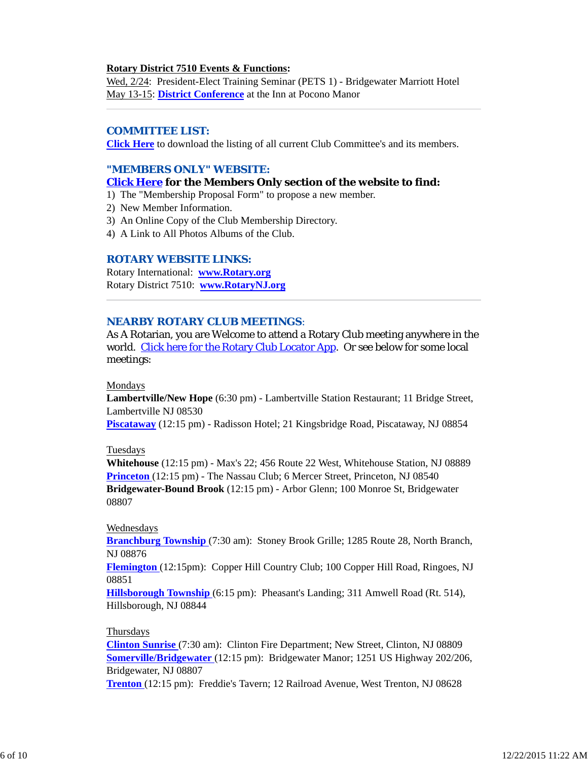**Rotary District 7510 Events & Functions:**
Wed, 2/24: President-Elect Training Seminar (PETS 1) - Bridgewater Marriott Hotel
May 13-15: **District Conference** at the Inn at Pocono Manor

---

## COMMITTEE LIST:

**Click Here** to download the listing of all current Club Committee's and its members.

## "MEMBERS ONLY" WEBSITE:

**Click Here for the Members Only section of the website to find:**

1) The "Membership Proposal Form" to propose a new member.
2) New Member Information.
3) An Online Copy of the Club Membership Directory.
4) A Link to All Photos Albums of the Club.

## ROTARY WEBSITE LINKS:

Rotary International: **www.Rotary.org**
Rotary District 7510: **www.RotaryNJ.org**

---

## NEARBY ROTARY CLUB MEETINGS:

As A Rotarian, you are Welcome to attend a Rotary Club meeting anywhere in the world. Click here for the Rotary Club Locator App. Or see below for some local meetings:

Mondays
**Lambertville/New Hope** (6:30 pm) - Lambertville Station Restaurant; 11 Bridge Street, Lambertville NJ 08530
**Piscataway** (12:15 pm) - Radisson Hotel; 21 Kingsbridge Road, Piscataway, NJ 08854

Tuesdays
**Whitehouse** (12:15 pm) - Max's 22; 456 Route 22 West, Whitehouse Station, NJ 08889
**Princeton** (12:15 pm) - The Nassau Club; 6 Mercer Street, Princeton, NJ 08540
**Bridgewater-Bound Brook** (12:15 pm) - Arbor Glenn; 100 Monroe St, Bridgewater 08807

Wednesdays
**Branchburg Township** (7:30 am): Stoney Brook Grille; 1285 Route 28, North Branch, NJ 08876
**Flemington** (12:15pm): Copper Hill Country Club; 100 Copper Hill Road, Ringoes, NJ 08851
**Hillsborough Township** (6:15 pm): Pheasant's Landing; 311 Amwell Road (Rt. 514), Hillsborough, NJ 08844

Thursdays
**Clinton Sunrise** (7:30 am): Clinton Fire Department; New Street, Clinton, NJ 08809
**Somerville/Bridgewater** (12:15 pm): Bridgewater Manor; 1251 US Highway 202/206, Bridgewater, NJ 08807
**Trenton** (12:15 pm): Freddie's Tavern; 12 Railroad Avenue, West Trenton, NJ 08628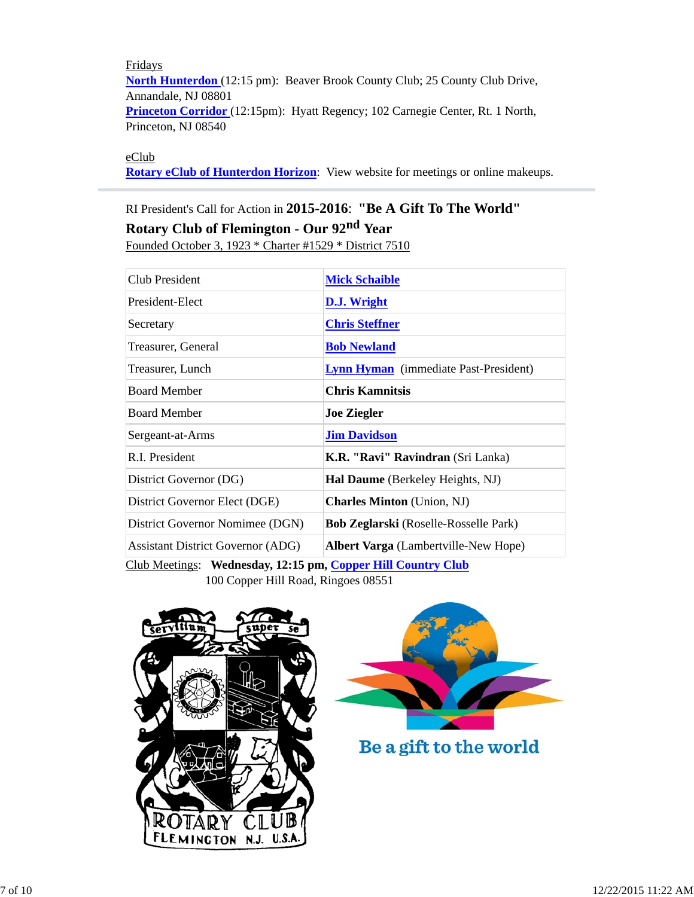Fridays

**North Hunterdon** (12:15 pm): Beaver Brook County Club; 25 County Club Drive, Annandale, NJ 08801

**Princeton Corridor** (12:15pm): Hyatt Regency; 102 Carnegie Center, Rt. 1 North, Princeton, NJ 08540

eClub

**Rotary eClub of Hunterdon Horizon**: View website for meetings or online makeups.

---

RI President's Call for Action in **2015-2016**: **"Be A Gift To The World"**

**Rotary Club of Flemington - Our 92nd Year**

Founded October 3, 1923 * Charter #1529 * District 7510

| Club President | **Mick Schaible** |
|---|---|
| President-Elect | **D.J. Wright** |
| Secretary | **Chris Steffner** |
| Treasurer, General | **Bob Newland** |
| Treasurer, Lunch | **Lynn Hyman** (immediate Past-President) |
| Board Member | **Chris Kamnitsis** |
| Board Member | **Joe Ziegler** |
| Sergeant-at-Arms | **Jim Davidson** |
| R.I. President | **K.R. "Ravi" Ravindran** (Sri Lanka) |
| District Governor (DG) | **Hal Daume** (Berkeley Heights, NJ) |
| District Governor Elect (DGE) | **Charles Minton** (Union, NJ) |
| District Governor Nomimee (DGN) | **Bob Zeglarski** (Roselle-Rosselle Park) |
| Assistant District Governor (ADG) | **Albert Varga** (Lambertville-New Hope) |

Club Meetings: **Wednesday, 12:15 pm, Copper Hill Country Club**
100 Copper Hill Road, Ringoes 08551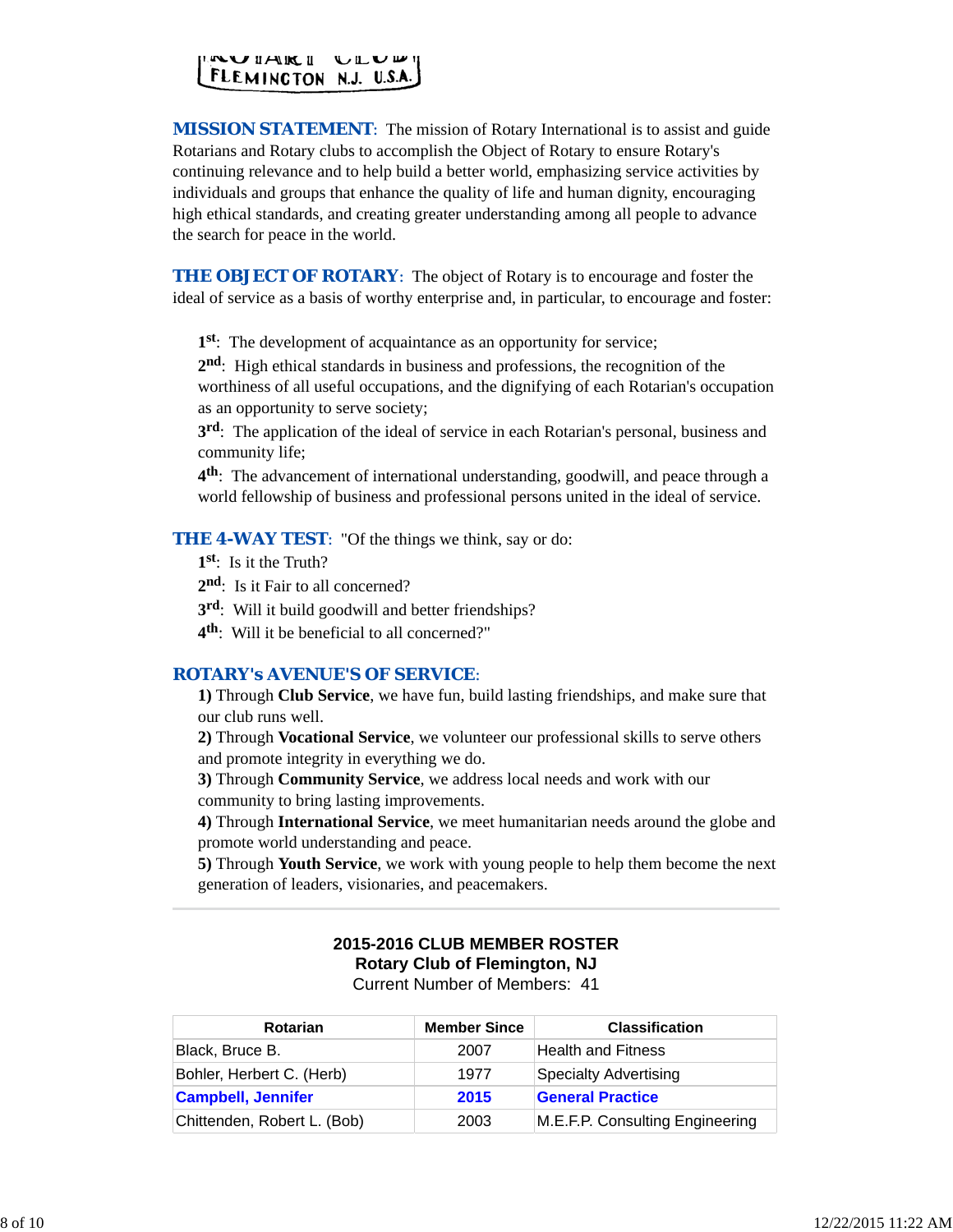FLEMINGTON N.J. U.S.A.

**MISSION STATEMENT**: The mission of Rotary International is to assist and guide Rotarians and Rotary clubs to accomplish the Object of Rotary to ensure Rotary's continuing relevance and to help build a better world, emphasizing service activities by individuals and groups that enhance the quality of life and human dignity, encouraging high ethical standards, and creating greater understanding among all people to advance the search for peace in the world.

**THE OBJECT OF ROTARY**: The object of Rotary is to encourage and foster the ideal of service as a basis of worthy enterprise and, in particular, to encourage and foster:

**1st**: The development of acquaintance as an opportunity for service;
**2nd**: High ethical standards in business and professions, the recognition of the worthiness of all useful occupations, and the dignifying of each Rotarian's occupation as an opportunity to serve society;
**3rd**: The application of the ideal of service in each Rotarian's personal, business and community life;
**4th**: The advancement of international understanding, goodwill, and peace through a world fellowship of business and professional persons united in the ideal of service.

**THE 4-WAY TEST**: "Of the things we think, say or do:
**1st**: Is it the Truth?
**2nd**: Is it Fair to all concerned?
**3rd**: Will it build goodwill and better friendships?
**4th**: Will it be beneficial to all concerned?"

**ROTARY's AVENUE'S OF SERVICE**:
**1)** Through **Club Service**, we have fun, build lasting friendships, and make sure that our club runs well.
**2)** Through **Vocational Service**, we volunteer our professional skills to serve others and promote integrity in everything we do.
**3)** Through **Community Service**, we address local needs and work with our community to bring lasting improvements.
**4)** Through **International Service**, we meet humanitarian needs around the globe and promote world understanding and peace.
**5)** Through **Youth Service**, we work with young people to help them become the next generation of leaders, visionaries, and peacemakers.

---

**2015-2016 CLUB MEMBER ROSTER**
**Rotary Club of Flemington, NJ**
Current Number of Members: 41

| Rotarian | Member Since | Classification |
|---|---|---|
| Black, Bruce B. | 2007 | Health and Fitness |
| Bohler, Herbert C. (Herb) | 1977 | Specialty Advertising |
| **Campbell, Jennifer** | **2015** | **General Practice** |
| Chittenden, Robert L. (Bob) | 2003 | M.E.F.P. Consulting Engineering |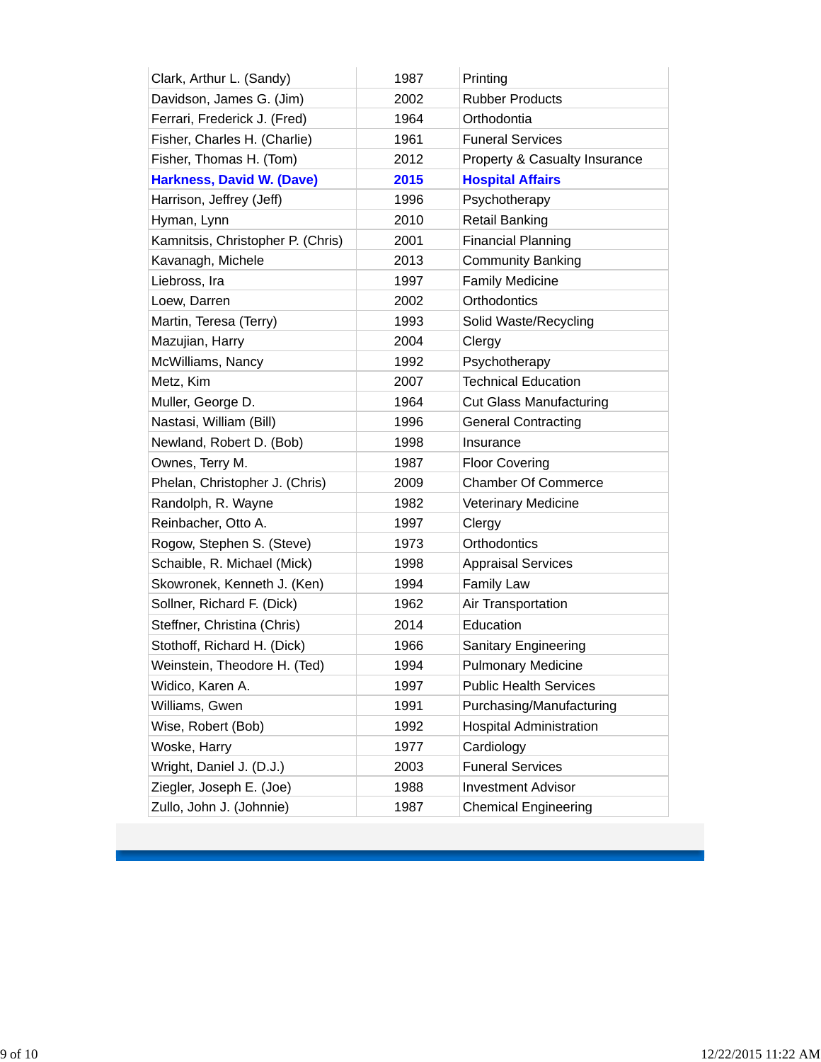| | | |
|---|---|---|
| Clark, Arthur L. (Sandy) | 1987 | Printing |
| Davidson, James G. (Jim) | 2002 | Rubber Products |
| Ferrari, Frederick J. (Fred) | 1964 | Orthodontia |
| Fisher, Charles H. (Charlie) | 1961 | Funeral Services |
| Fisher, Thomas H. (Tom) | 2012 | Property & Casualty Insurance |
| **Harkness, David W. (Dave)** | **2015** | **Hospital Affairs** |
| Harrison, Jeffrey (Jeff) | 1996 | Psychotherapy |
| Hyman, Lynn | 2010 | Retail Banking |
| Kamnitsis, Christopher P. (Chris) | 2001 | Financial Planning |
| Kavanagh, Michele | 2013 | Community Banking |
| Liebross, Ira | 1997 | Family Medicine |
| Loew, Darren | 2002 | Orthodontics |
| Martin, Teresa (Terry) | 1993 | Solid Waste/Recycling |
| Mazujian, Harry | 2004 | Clergy |
| McWilliams, Nancy | 1992 | Psychotherapy |
| Metz, Kim | 2007 | Technical Education |
| Muller, George D. | 1964 | Cut Glass Manufacturing |
| Nastasi, William (Bill) | 1996 | General Contracting |
| Newland, Robert D. (Bob) | 1998 | Insurance |
| Ownes, Terry M. | 1987 | Floor Covering |
| Phelan, Christopher J. (Chris) | 2009 | Chamber Of Commerce |
| Randolph, R. Wayne | 1982 | Veterinary Medicine |
| Reinbacher, Otto A. | 1997 | Clergy |
| Rogow, Stephen S. (Steve) | 1973 | Orthodontics |
| Schaible, R. Michael (Mick) | 1998 | Appraisal Services |
| Skowronek, Kenneth J. (Ken) | 1994 | Family Law |
| Sollner, Richard F. (Dick) | 1962 | Air Transportation |
| Steffner, Christina (Chris) | 2014 | Education |
| Stothoff, Richard H. (Dick) | 1966 | Sanitary Engineering |
| Weinstein, Theodore H. (Ted) | 1994 | Pulmonary Medicine |
| Widico, Karen A. | 1997 | Public Health Services |
| Williams, Gwen | 1991 | Purchasing/Manufacturing |
| Wise, Robert (Bob) | 1992 | Hospital Administration |
| Woske, Harry | 1977 | Cardiology |
| Wright, Daniel J. (D.J.) | 2003 | Funeral Services |
| Ziegler, Joseph E. (Joe) | 1988 | Investment Advisor |
| Zullo, John J. (Johnnie) | 1987 | Chemical Engineering |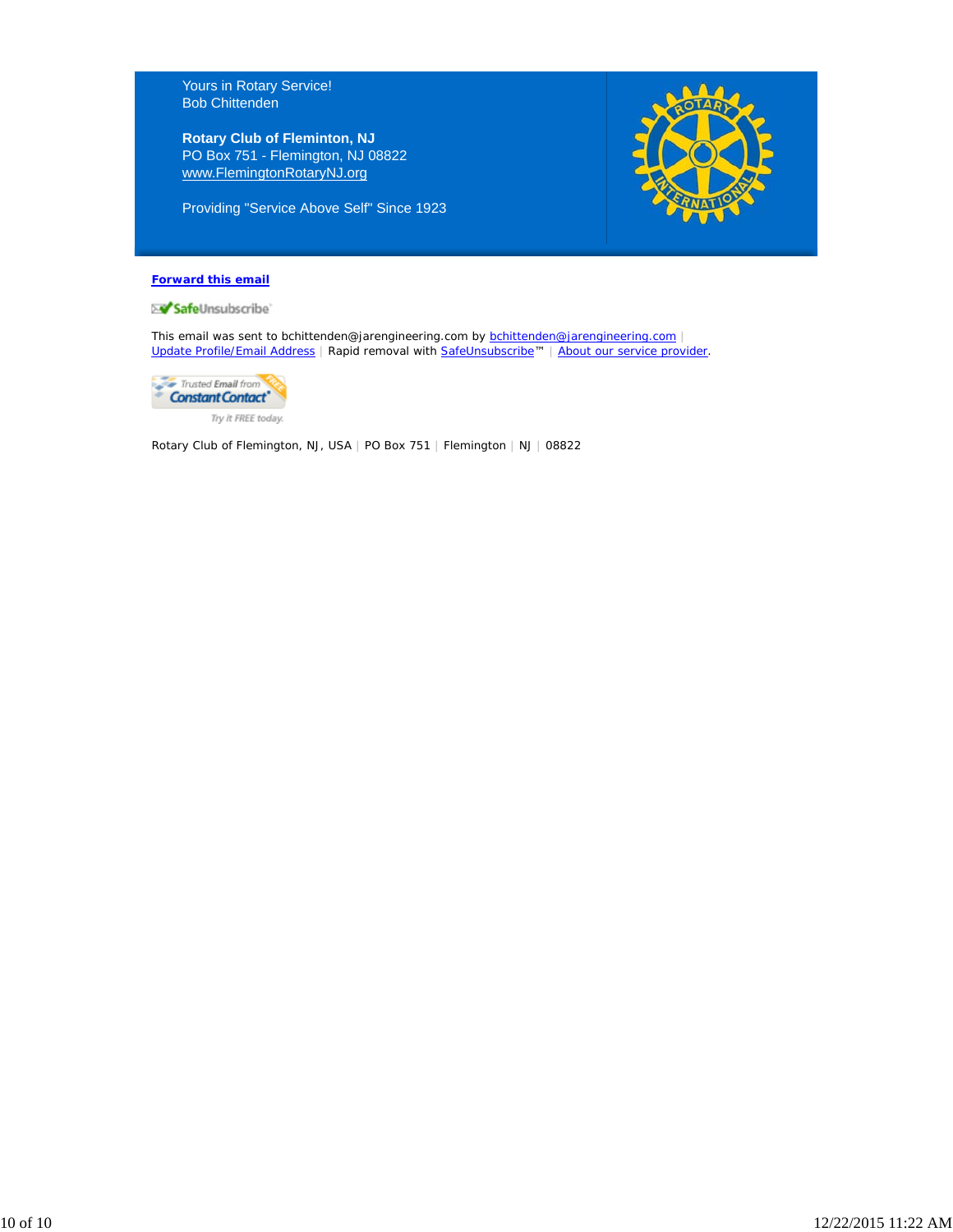Yours in Rotary Service!
Bob Chittenden

**Rotary Club of Fleminton, NJ**
PO Box 751 - Flemington, NJ 08822
www.FlemingtonRotaryNJ.org

Providing "Service Above Self" Since 1923

**Forward this email**

SafeUnsubscribe

This email was sent to bchittenden@jarengineering.com by bchittenden@jarengineering.com | Update Profile/Email Address | Rapid removal with SafeUnsubscribe™ | About our service provider.

Trusted Email from Constant Contact — Try it FREE today.

Rotary Club of Flemington, NJ, USA | PO Box 751 | Flemington | NJ | 08822